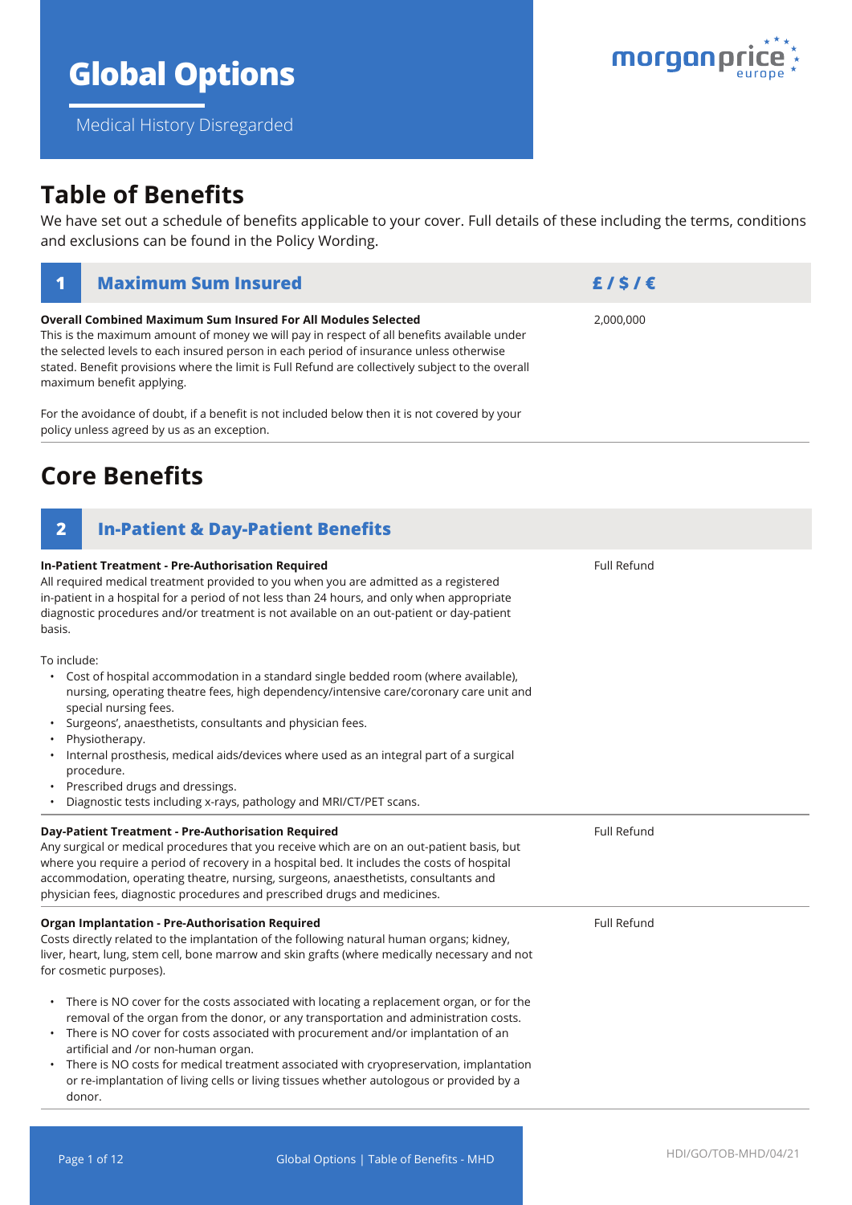# Global Options

Medical History Disregarded

## Table of Benefits

We have set out a schedule of benefits applicable to your cover. Full details of these including the terms, conditions and exclusions can be found in the Policy Wording.

| 1 Maximum Sum Insured | £ / $ / € |
|---|---|
| **Overall Combined Maximum Sum Insured For All Modules Selected**<br>This is the maximum amount of money we will pay in respect of all benefits available under the selected levels to each insured person in each period of insurance unless otherwise stated. Benefit provisions where the limit is Full Refund are collectively subject to the overall maximum benefit applying.<br><br>For the avoidance of doubt, if a benefit is not included below then it is not covered by your policy unless agreed by us as an exception. | 2,000,000 |

## Core Benefits

| 2 In-Patient & Day-Patient Benefits | |
|---|---|
| **In-Patient Treatment - Pre-Authorisation Required**<br>All required medical treatment provided to you when you are admitted as a registered in-patient in a hospital for a period of not less than 24 hours, and only when appropriate diagnostic procedures and/or treatment is not available on an out-patient or day-patient basis.<br><br>To include:<br>• Cost of hospital accommodation in a standard single bedded room (where available), nursing, operating theatre fees, high dependency/intensive care/coronary care unit and special nursing fees.<br>• Surgeons', anaesthetists, consultants and physician fees.<br>• Physiotherapy.<br>• Internal prosthesis, medical aids/devices where used as an integral part of a surgical procedure.<br>• Prescribed drugs and dressings.<br>• Diagnostic tests including x-rays, pathology and MRI/CT/PET scans. | Full Refund |
| **Day-Patient Treatment - Pre-Authorisation Required**<br>Any surgical or medical procedures that you receive which are on an out-patient basis, but where you require a period of recovery in a hospital bed. It includes the costs of hospital accommodation, operating theatre, nursing, surgeons, anaesthetists, consultants and physician fees, diagnostic procedures and prescribed drugs and medicines. | Full Refund |
| **Organ Implantation - Pre-Authorisation Required**<br>Costs directly related to the implantation of the following natural human organs; kidney, liver, heart, lung, stem cell, bone marrow and skin grafts (where medically necessary and not for cosmetic purposes).<br><br>• There is NO cover for the costs associated with locating a replacement organ, or for the removal of the organ from the donor, or any transportation and administration costs.<br>• There is NO cover for costs associated with procurement and/or implantation of an artificial and /or non-human organ.<br>• There is NO costs for medical treatment associated with cryopreservation, implantation or re-implantation of living cells or living tissues whether autologous or provided by a donor. | Full Refund |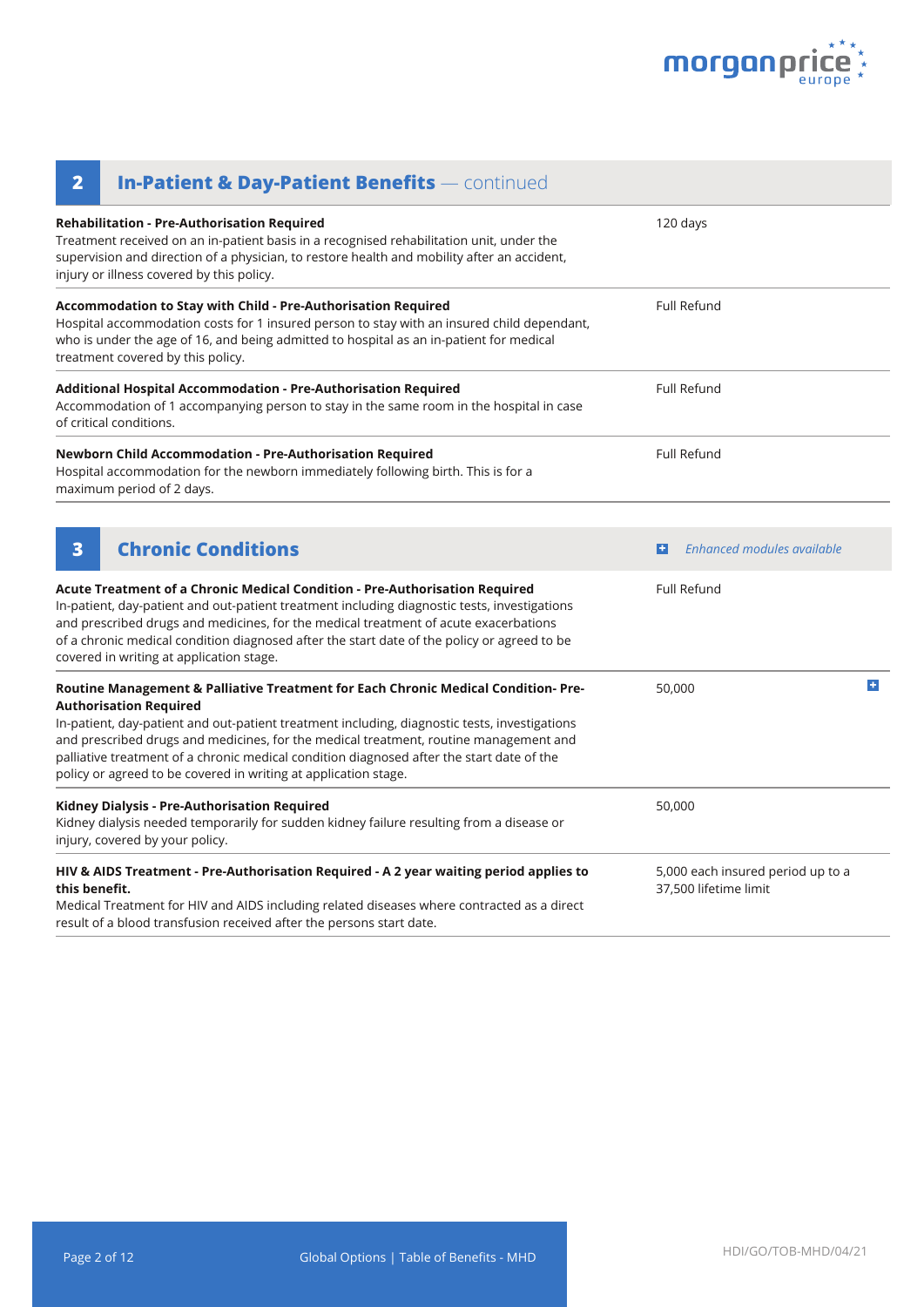## 2 In-Patient & Day-Patient Benefits — continued

| Benefit | Limit |
| --- | --- |
| **Rehabilitation - Pre-Authorisation Required**<br>Treatment received on an in-patient basis in a recognised rehabilitation unit, under the supervision and direction of a physician, to restore health and mobility after an accident, injury or illness covered by this policy. | 120 days |
| **Accommodation to Stay with Child - Pre-Authorisation Required**<br>Hospital accommodation costs for 1 insured person to stay with an insured child dependant, who is under the age of 16, and being admitted to hospital as an in-patient for medical treatment covered by this policy. | Full Refund |
| **Additional Hospital Accommodation - Pre-Authorisation Required**<br>Accommodation of 1 accompanying person to stay in the same room in the hospital in case of critical conditions. | Full Refund |
| **Newborn Child Accommodation - Pre-Authorisation Required**<br>Hospital accommodation for the newborn immediately following birth. This is for a maximum period of 2 days. | Full Refund |

## 3 Chronic Conditions

*Enhanced modules available*

| Benefit | Limit |
| --- | --- |
| **Acute Treatment of a Chronic Medical Condition - Pre-Authorisation Required**<br>In-patient, day-patient and out-patient treatment including diagnostic tests, investigations and prescribed drugs and medicines, for the medical treatment of acute exacerbations of a chronic medical condition diagnosed after the start date of the policy or agreed to be covered in writing at application stage. | Full Refund |
| **Routine Management & Palliative Treatment for Each Chronic Medical Condition- Pre-Authorisation Required**<br>In-patient, day-patient and out-patient treatment including, diagnostic tests, investigations and prescribed drugs and medicines, for the medical treatment, routine management and palliative treatment of a chronic medical condition diagnosed after the start date of the policy or agreed to be covered in writing at application stage. | 50,000 (Enhanced module available) |
| **Kidney Dialysis - Pre-Authorisation Required**<br>Kidney dialysis needed temporarily for sudden kidney failure resulting from a disease or injury, covered by your policy. | 50,000 |
| **HIV & AIDS Treatment - Pre-Authorisation Required - A 2 year waiting period applies to this benefit.**<br>Medical Treatment for HIV and AIDS including related diseases where contracted as a direct result of a blood transfusion received after the persons start date. | 5,000 each insured period up to a 37,500 lifetime limit |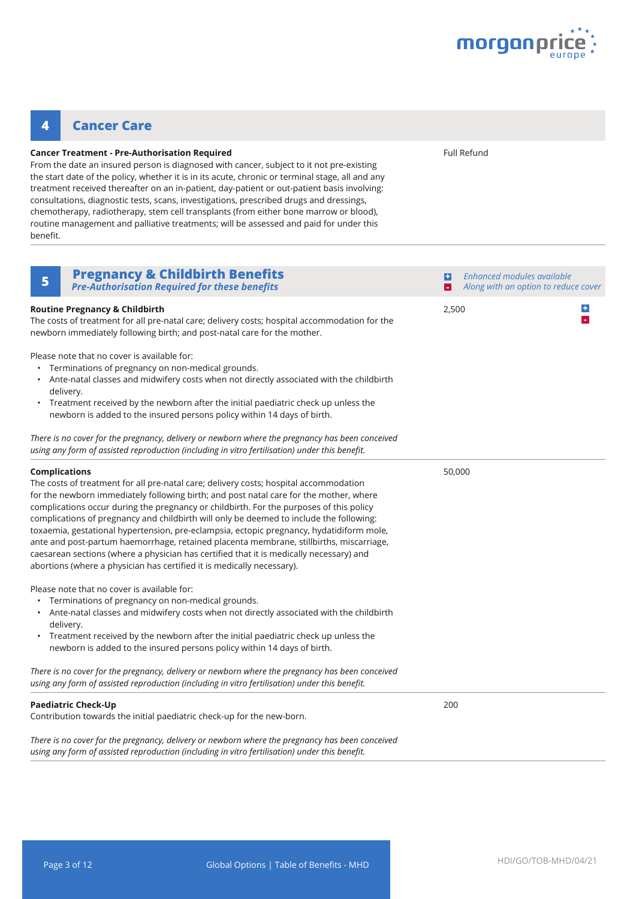## 4 Cancer Care

**Cancer Treatment - Pre-Authorisation Required**
From the date an insured person is diagnosed with cancer, subject to it not pre-existing the start date of the policy, whether it is in its acute, chronic or terminal stage, all and any treatment received thereafter on an in-patient, day-patient or out-patient basis involving: consultations, diagnostic tests, scans, investigations, prescribed drugs and dressings, chemotherapy, radiotherapy, stem cell transplants (from either bone marrow or blood), routine management and palliative treatments; will be assessed and paid for under this benefit.

Full Refund

## 5 Pregnancy & Childbirth Benefits

***Pre-Authorisation Required for these benefits***

+ *Enhanced modules available*
- *Along with an option to reduce cover*

**Routine Pregnancy & Childbirth** — 2,500 (+ / -)

The costs of treatment for all pre-natal care; delivery costs; hospital accommodation for the newborn immediately following birth; and post-natal care for the mother.

Please note that no cover is available for:

- Terminations of pregnancy on non-medical grounds.
- Ante-natal classes and midwifery costs when not directly associated with the childbirth delivery.
- Treatment received by the newborn after the initial paediatric check up unless the newborn is added to the insured persons policy within 14 days of birth.

*There is no cover for the pregnancy, delivery or newborn where the pregnancy has been conceived using any form of assisted reproduction (including in vitro fertilisation) under this benefit.*

**Complications** — 50,000

The costs of treatment for all pre-natal care; delivery costs; hospital accommodation for the newborn immediately following birth; and post natal care for the mother, where complications occur during the pregnancy or childbirth. For the purposes of this policy complications of pregnancy and childbirth will only be deemed to include the following: toxaemia, gestational hypertension, pre-eclampsia, ectopic pregnancy, hydatidiform mole, ante and post-partum haemorrhage, retained placenta membrane, stillbirths, miscarriage, caesarean sections (where a physician has certified that it is medically necessary) and abortions (where a physician has certified it is medically necessary).

Please note that no cover is available for:

- Terminations of pregnancy on non-medical grounds.
- Ante-natal classes and midwifery costs when not directly associated with the childbirth delivery.
- Treatment received by the newborn after the initial paediatric check up unless the newborn is added to the insured persons policy within 14 days of birth.

*There is no cover for the pregnancy, delivery or newborn where the pregnancy has been conceived using any form of assisted reproduction (including in vitro fertilisation) under this benefit.*

**Paediatric Check-Up** — 200

Contribution towards the initial paediatric check-up for the new-born.

*There is no cover for the pregnancy, delivery or newborn where the pregnancy has been conceived using any form of assisted reproduction (including in vitro fertilisation) under this benefit.*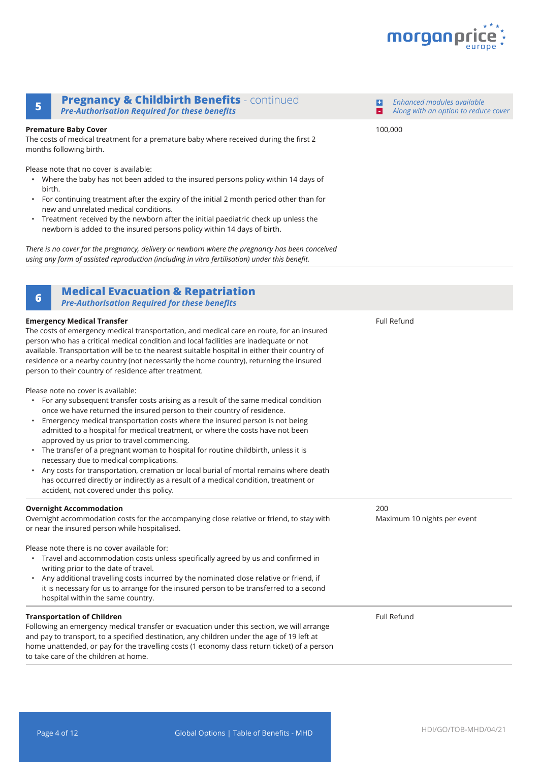## 5 Pregnancy & Childbirth Benefits - continued

***Pre-Authorisation Required for these benefits***

*+ Enhanced modules available*
*- Along with an option to reduce cover*

| Benefit | Cover |
| --- | --- |
| **Premature Baby Cover**<br>The costs of medical treatment for a premature baby where received during the first 2 months following birth.<br><br>Please note that no cover is available:<br>• Where the baby has not been added to the insured persons policy within 14 days of birth.<br>• For continuing treatment after the expiry of the initial 2 month period other than for new and unrelated medical conditions.<br>• Treatment received by the newborn after the initial paediatric check up unless the newborn is added to the insured persons policy within 14 days of birth.<br><br>*There is no cover for the pregnancy, delivery or newborn where the pregnancy has been conceived using any form of assisted reproduction (including in vitro fertilisation) under this benefit.* | 100,000 |

## 6 Medical Evacuation & Repatriation

***Pre-Authorisation Required for these benefits***

| Benefit | Cover |
| --- | --- |
| **Emergency Medical Transfer**<br>The costs of emergency medical transportation, and medical care en route, for an insured person who has a critical medical condition and local facilities are inadequate or not available. Transportation will be to the nearest suitable hospital in either their country of residence or a nearby country (not necessarily the home country), returning the insured person to their country of residence after treatment.<br><br>Please note no cover is available:<br>• For any subsequent transfer costs arising as a result of the same medical condition once we have returned the insured person to their country of residence.<br>• Emergency medical transportation costs where the insured person is not being admitted to a hospital for medical treatment, or where the costs have not been approved by us prior to travel commencing.<br>• The transfer of a pregnant woman to hospital for routine childbirth, unless it is necessary due to medical complications.<br>• Any costs for transportation, cremation or local burial of mortal remains where death has occurred directly or indirectly as a result of a medical condition, treatment or accident, not covered under this policy. | Full Refund |
| **Overnight Accommodation**<br>Overnight accommodation costs for the accompanying close relative or friend, to stay with or near the insured person while hospitalised.<br><br>Please note there is no cover available for:<br>• Travel and accommodation costs unless specifically agreed by us and confirmed in writing prior to the date of travel.<br>• Any additional travelling costs incurred by the nominated close relative or friend, if it is necessary for us to arrange for the insured person to be transferred to a second hospital within the same country. | 200<br>Maximum 10 nights per event |
| **Transportation of Children**<br>Following an emergency medical transfer or evacuation under this section, we will arrange and pay to transport, to a specified destination, any children under the age of 19 left at home unattended, or pay for the travelling costs (1 economy class return ticket) of a person to take care of the children at home. | Full Refund |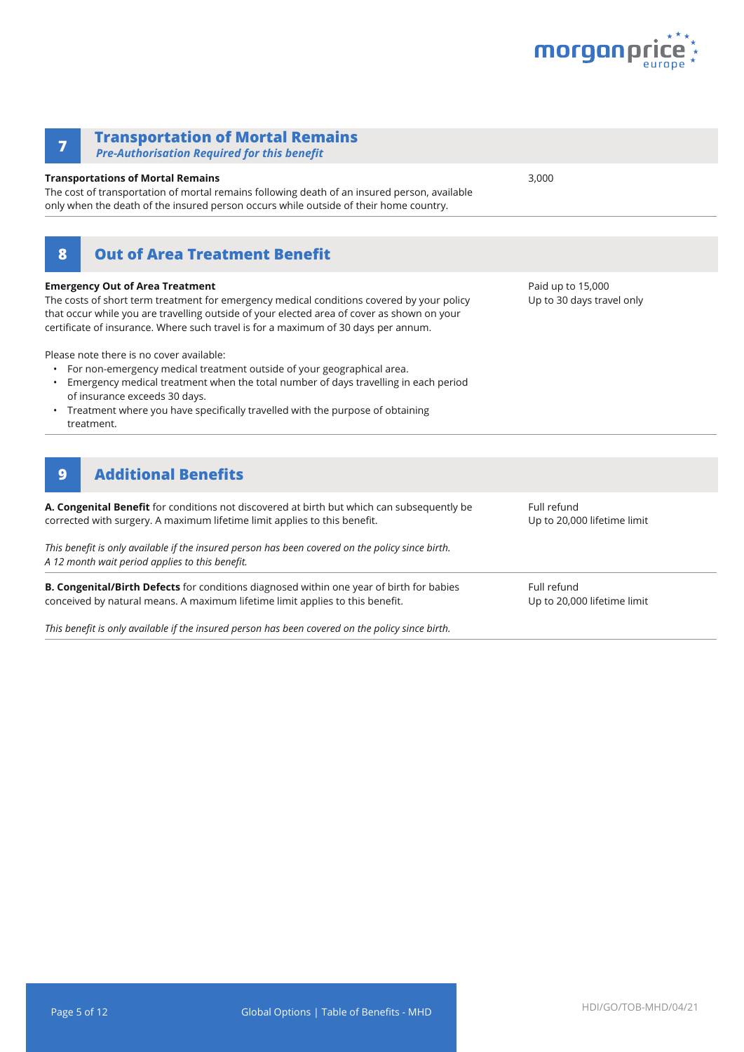## 7 Transportation of Mortal Remains

***Pre-Authorisation Required for this benefit***

| | |
|---|---|
| **Transportations of Mortal Remains**<br>The cost of transportation of mortal remains following death of an insured person, available only when the death of the insured person occurs while outside of their home country. | 3,000 |

## 8 Out of Area Treatment Benefit

| | |
|---|---|
| **Emergency Out of Area Treatment**<br>The costs of short term treatment for emergency medical conditions covered by your policy that occur while you are travelling outside of your elected area of cover as shown on your certificate of insurance. Where such travel is for a maximum of 30 days per annum. | Paid up to 15,000<br>Up to 30 days travel only |

Please note there is no cover available:

- For non-emergency medical treatment outside of your geographical area.
- Emergency medical treatment when the total number of days travelling in each period of insurance exceeds 30 days.
- Treatment where you have specifically travelled with the purpose of obtaining treatment.

## 9 Additional Benefits

| | |
|---|---|
| **A. Congenital Benefit** for conditions not discovered at birth but which can subsequently be corrected with surgery. A maximum lifetime limit applies to this benefit.<br><br>*This benefit is only available if the insured person has been covered on the policy since birth. A 12 month wait period applies to this benefit.* | Full refund<br>Up to 20,000 lifetime limit |
| **B. Congenital/Birth Defects** for conditions diagnosed within one year of birth for babies conceived by natural means. A maximum lifetime limit applies to this benefit.<br><br>*This benefit is only available if the insured person has been covered on the policy since birth.* | Full refund<br>Up to 20,000 lifetime limit |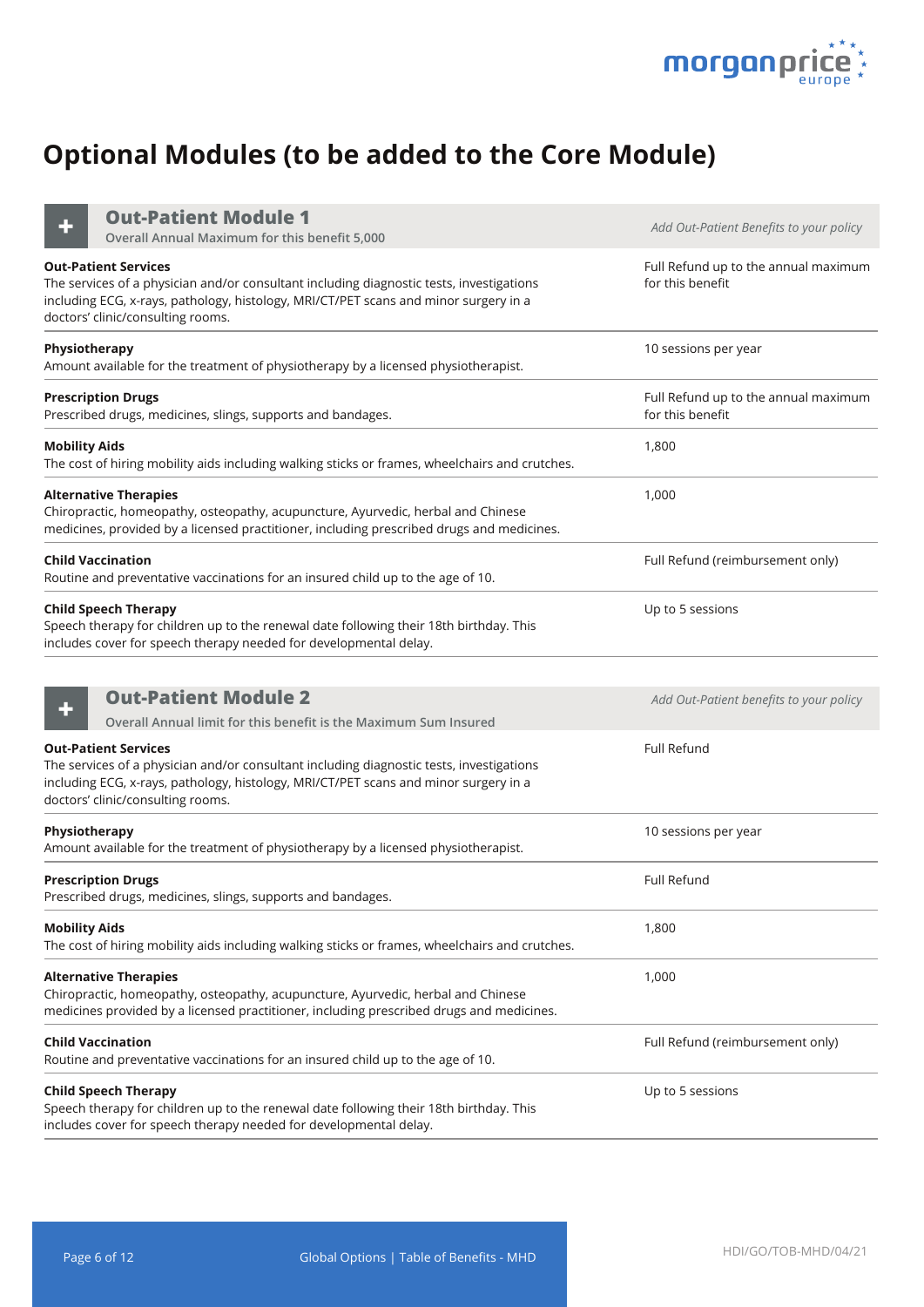# Optional Modules (to be added to the Core Module)

## Out-Patient Module 1

Overall Annual Maximum for this benefit 5,000

*Add Out-Patient Benefits to your policy*

| Benefit | Cover |
| --- | --- |
| **Out-Patient Services**<br>The services of a physician and/or consultant including diagnostic tests, investigations including ECG, x-rays, pathology, histology, MRI/CT/PET scans and minor surgery in a doctors' clinic/consulting rooms. | Full Refund up to the annual maximum for this benefit |
| **Physiotherapy**<br>Amount available for the treatment of physiotherapy by a licensed physiotherapist. | 10 sessions per year |
| **Prescription Drugs**<br>Prescribed drugs, medicines, slings, supports and bandages. | Full Refund up to the annual maximum for this benefit |
| **Mobility Aids**<br>The cost of hiring mobility aids including walking sticks or frames, wheelchairs and crutches. | 1,800 |
| **Alternative Therapies**<br>Chiropractic, homeopathy, osteopathy, acupuncture, Ayurvedic, herbal and Chinese medicines, provided by a licensed practitioner, including prescribed drugs and medicines. | 1,000 |
| **Child Vaccination**<br>Routine and preventative vaccinations for an insured child up to the age of 10. | Full Refund (reimbursement only) |
| **Child Speech Therapy**<br>Speech therapy for children up to the renewal date following their 18th birthday. This includes cover for speech therapy needed for developmental delay. | Up to 5 sessions |

## Out-Patient Module 2

Overall Annual limit for this benefit is the Maximum Sum Insured

*Add Out-Patient benefits to your policy*

| Benefit | Cover |
| --- | --- |
| **Out-Patient Services**<br>The services of a physician and/or consultant including diagnostic tests, investigations including ECG, x-rays, pathology, histology, MRI/CT/PET scans and minor surgery in a doctors' clinic/consulting rooms. | Full Refund |
| **Physiotherapy**<br>Amount available for the treatment of physiotherapy by a licensed physiotherapist. | 10 sessions per year |
| **Prescription Drugs**<br>Prescribed drugs, medicines, slings, supports and bandages. | Full Refund |
| **Mobility Aids**<br>The cost of hiring mobility aids including walking sticks or frames, wheelchairs and crutches. | 1,800 |
| **Alternative Therapies**<br>Chiropractic, homeopathy, osteopathy, acupuncture, Ayurvedic, herbal and Chinese medicines provided by a licensed practitioner, including prescribed drugs and medicines. | 1,000 |
| **Child Vaccination**<br>Routine and preventative vaccinations for an insured child up to the age of 10. | Full Refund (reimbursement only) |
| **Child Speech Therapy**<br>Speech therapy for children up to the renewal date following their 18th birthday. This includes cover for speech therapy needed for developmental delay. | Up to 5 sessions |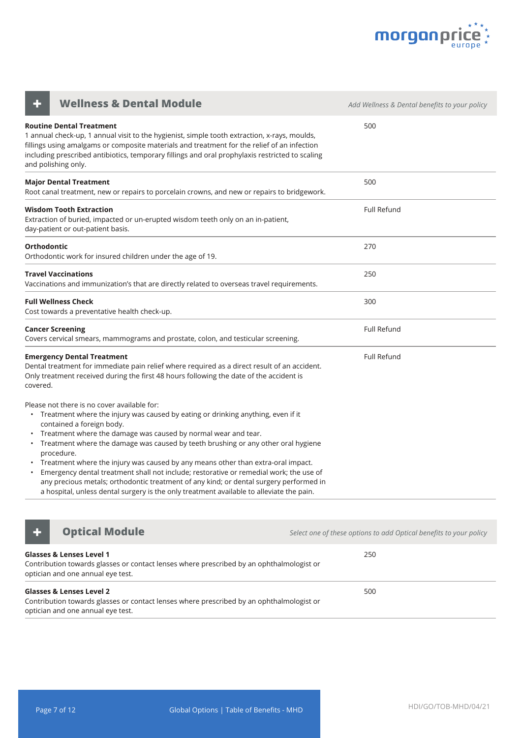## Wellness & Dental Module

*Add Wellness & Dental benefits to your policy*

| Benefit | |
|---|---|
| **Routine Dental Treatment**<br>1 annual check-up, 1 annual visit to the hygienist, simple tooth extraction, x-rays, moulds, fillings using amalgams or composite materials and treatment for the relief of an infection including prescribed antibiotics, temporary fillings and oral prophylaxis restricted to scaling and polishing only. | 500 |
| **Major Dental Treatment**<br>Root canal treatment, new or repairs to porcelain crowns, and new or repairs to bridgework. | 500 |
| **Wisdom Tooth Extraction**<br>Extraction of buried, impacted or un-erupted wisdom teeth only on an in-patient, day-patient or out-patient basis. | Full Refund |
| **Orthodontic**<br>Orthodontic work for insured children under the age of 19. | 270 |
| **Travel Vaccinations**<br>Vaccinations and immunization's that are directly related to overseas travel requirements. | 250 |
| **Full Wellness Check**<br>Cost towards a preventative health check-up. | 300 |
| **Cancer Screening**<br>Covers cervical smears, mammograms and prostate, colon, and testicular screening. | Full Refund |
| **Emergency Dental Treatment**<br>Dental treatment for immediate pain relief where required as a direct result of an accident. Only treatment received during the first 48 hours following the date of the accident is covered.<br><br>Please not there is no cover available for:<br>• Treatment where the injury was caused by eating or drinking anything, even if it contained a foreign body.<br>• Treatment where the damage was caused by normal wear and tear.<br>• Treatment where the damage was caused by teeth brushing or any other oral hygiene procedure.<br>• Treatment where the injury was caused by any means other than extra-oral impact.<br>• Emergency dental treatment shall not include; restorative or remedial work; the use of any precious metals; orthodontic treatment of any kind; or dental surgery performed in a hospital, unless dental surgery is the only treatment available to alleviate the pain. | Full Refund |

## Optical Module

*Select one of these options to add Optical benefits to your policy*

| Benefit | |
|---|---|
| **Glasses & Lenses Level 1**<br>Contribution towards glasses or contact lenses where prescribed by an ophthalmologist or optician and one annual eye test. | 250 |
| **Glasses & Lenses Level 2**<br>Contribution towards glasses or contact lenses where prescribed by an ophthalmologist or optician and one annual eye test. | 500 |

HDI/GO/TOB-MHD/04/21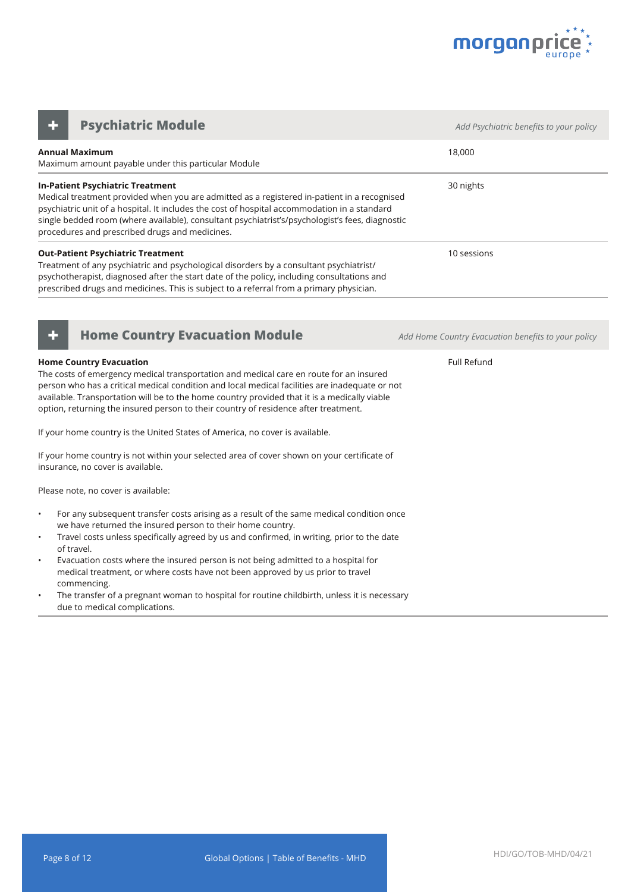## Psychiatric Module

*Add Psychiatric benefits to your policy*

| Benefit | |
|---|---|
| **Annual Maximum**<br>Maximum amount payable under this particular Module | 18,000 |
| **In-Patient Psychiatric Treatment**<br>Medical treatment provided when you are admitted as a registered in-patient in a recognised psychiatric unit of a hospital. It includes the cost of hospital accommodation in a standard single bedded room (where available), consultant psychiatrist's/psychologist's fees, diagnostic procedures and prescribed drugs and medicines. | 30 nights |
| **Out-Patient Psychiatric Treatment**<br>Treatment of any psychiatric and psychological disorders by a consultant psychiatrist/psychotherapist, diagnosed after the start date of the policy, including consultations and prescribed drugs and medicines. This is subject to a referral from a primary physician. | 10 sessions |

## Home Country Evacuation Module

*Add Home Country Evacuation benefits to your policy*

**Home Country Evacuation** — Full Refund

The costs of emergency medical transportation and medical care en route for an insured person who has a critical medical condition and local medical facilities are inadequate or not available. Transportation will be to the home country provided that it is a medically viable option, returning the insured person to their country of residence after treatment.

If your home country is the United States of America, no cover is available.

If your home country is not within your selected area of cover shown on your certificate of insurance, no cover is available.

Please note, no cover is available:

- For any subsequent transfer costs arising as a result of the same medical condition once we have returned the insured person to their home country.
- Travel costs unless specifically agreed by us and confirmed, in writing, prior to the date of travel.
- Evacuation costs where the insured person is not being admitted to a hospital for medical treatment, or where costs have not been approved by us prior to travel commencing.
- The transfer of a pregnant woman to hospital for routine childbirth, unless it is necessary due to medical complications.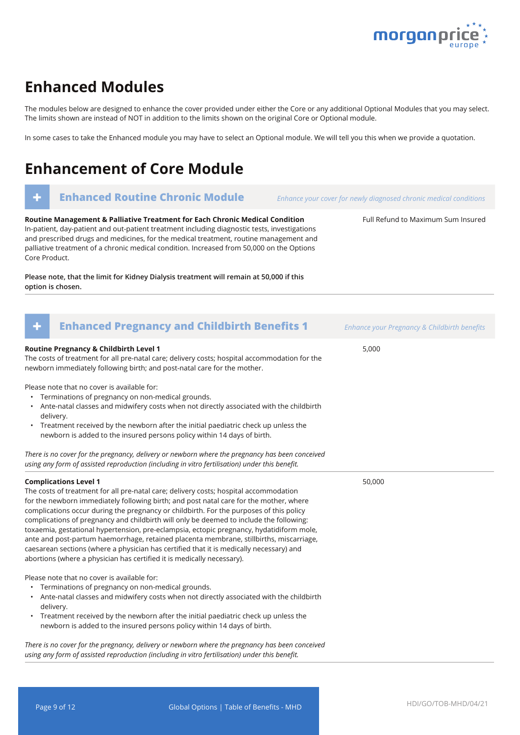# Enhanced Modules

The modules below are designed to enhance the cover provided under either the Core or any additional Optional Modules that you may select. The limits shown are instead of NOT in addition to the limits shown on the original Core or Optional module.

In some cases to take the Enhanced module you may have to select an Optional module. We will tell you this when we provide a quotation.

# Enhancement of Core Module

## + Enhanced Routine Chronic Module

*Enhance your cover for newly diagnosed chronic medical conditions*

| | |
|---|---|
| **Routine Management & Palliative Treatment for Each Chronic Medical Condition**<br>In-patient, day-patient and out-patient treatment including diagnostic tests, investigations and prescribed drugs and medicines, for the medical treatment, routine management and palliative treatment of a chronic medical condition. Increased from 50,000 on the Options Core Product.<br><br>**Please note, that the limit for Kidney Dialysis treatment will remain at 50,000 if this option is chosen.** | Full Refund to Maximum Sum Insured |

## + Enhanced Pregnancy and Childbirth Benefits 1

*Enhance your Pregnancy & Childbirth benefits*

| | |
|---|---|
| **Routine Pregnancy & Childbirth Level 1**<br>The costs of treatment for all pre-natal care; delivery costs; hospital accommodation for the newborn immediately following birth; and post-natal care for the mother.<br><br>Please note that no cover is available for:<br>• Terminations of pregnancy on non-medical grounds.<br>• Ante-natal classes and midwifery costs when not directly associated with the childbirth delivery.<br>• Treatment received by the newborn after the initial paediatric check up unless the newborn is added to the insured persons policy within 14 days of birth.<br><br>*There is no cover for the pregnancy, delivery or newborn where the pregnancy has been conceived using any form of assisted reproduction (including in vitro fertilisation) under this benefit.* | 5,000 |
| **Complications Level 1**<br>The costs of treatment for all pre-natal care; delivery costs; hospital accommodation for the newborn immediately following birth; and post natal care for the mother, where complications occur during the pregnancy or childbirth. For the purposes of this policy complications of pregnancy and childbirth will only be deemed to include the following: toxaemia, gestational hypertension, pre-eclampsia, ectopic pregnancy, hydatidiform mole, ante and post-partum haemorrhage, retained placenta membrane, stillbirths, miscarriage, caesarean sections (where a physician has certified that it is medically necessary) and abortions (where a physician has certified it is medically necessary).<br><br>Please note that no cover is available for:<br>• Terminations of pregnancy on non-medical grounds.<br>• Ante-natal classes and midwifery costs when not directly associated with the childbirth delivery.<br>• Treatment received by the newborn after the initial paediatric check up unless the newborn is added to the insured persons policy within 14 days of birth.<br><br>*There is no cover for the pregnancy, delivery or newborn where the pregnancy has been conceived using any form of assisted reproduction (including in vitro fertilisation) under this benefit.* | 50,000 |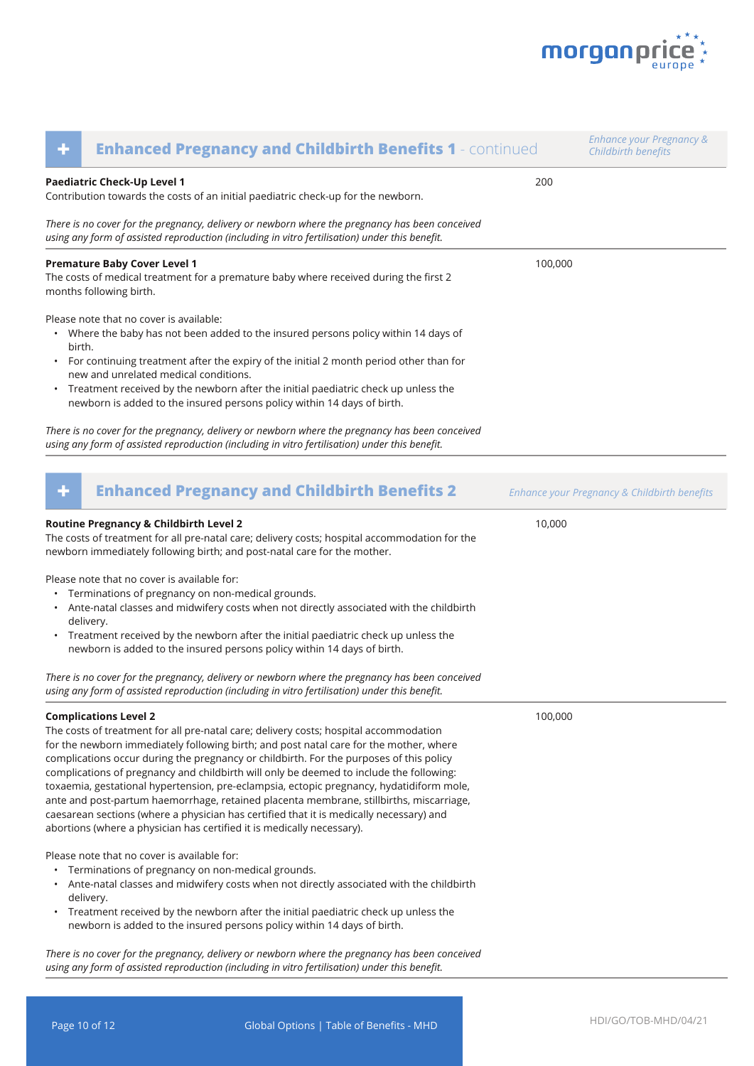## Enhanced Pregnancy and Childbirth Benefits 1 - continued

*Enhance your Pregnancy & Childbirth benefits*

**Paediatric Check-Up Level 1**
Contribution towards the costs of an initial paediatric check-up for the newborn.

200

*There is no cover for the pregnancy, delivery or newborn where the pregnancy has been conceived using any form of assisted reproduction (including in vitro fertilisation) under this benefit.*

**Premature Baby Cover Level 1**
The costs of medical treatment for a premature baby where received during the first 2 months following birth.

100,000

Please note that no cover is available:

- Where the baby has not been added to the insured persons policy within 14 days of birth.
- For continuing treatment after the expiry of the initial 2 month period other than for new and unrelated medical conditions.
- Treatment received by the newborn after the initial paediatric check up unless the newborn is added to the insured persons policy within 14 days of birth.

*There is no cover for the pregnancy, delivery or newborn where the pregnancy has been conceived using any form of assisted reproduction (including in vitro fertilisation) under this benefit.*

## Enhanced Pregnancy and Childbirth Benefits 2

*Enhance your Pregnancy & Childbirth benefits*

**Routine Pregnancy & Childbirth Level 2**
The costs of treatment for all pre-natal care; delivery costs; hospital accommodation for the newborn immediately following birth; and post-natal care for the mother.

10,000

Please note that no cover is available for:

- Terminations of pregnancy on non-medical grounds.
- Ante-natal classes and midwifery costs when not directly associated with the childbirth delivery.
- Treatment received by the newborn after the initial paediatric check up unless the newborn is added to the insured persons policy within 14 days of birth.

*There is no cover for the pregnancy, delivery or newborn where the pregnancy has been conceived using any form of assisted reproduction (including in vitro fertilisation) under this benefit.*

**Complications Level 2**
The costs of treatment for all pre-natal care; delivery costs; hospital accommodation for the newborn immediately following birth; and post natal care for the mother, where complications occur during the pregnancy or childbirth. For the purposes of this policy complications of pregnancy and childbirth will only be deemed to include the following: toxaemia, gestational hypertension, pre-eclampsia, ectopic pregnancy, hydatidiform mole, ante and post-partum haemorrhage, retained placenta membrane, stillbirths, miscarriage, caesarean sections (where a physician has certified that it is medically necessary) and abortions (where a physician has certified it is medically necessary).

100,000

Please note that no cover is available for:

- Terminations of pregnancy on non-medical grounds.
- Ante-natal classes and midwifery costs when not directly associated with the childbirth delivery.
- Treatment received by the newborn after the initial paediatric check up unless the newborn is added to the insured persons policy within 14 days of birth.

*There is no cover for the pregnancy, delivery or newborn where the pregnancy has been conceived using any form of assisted reproduction (including in vitro fertilisation) under this benefit.*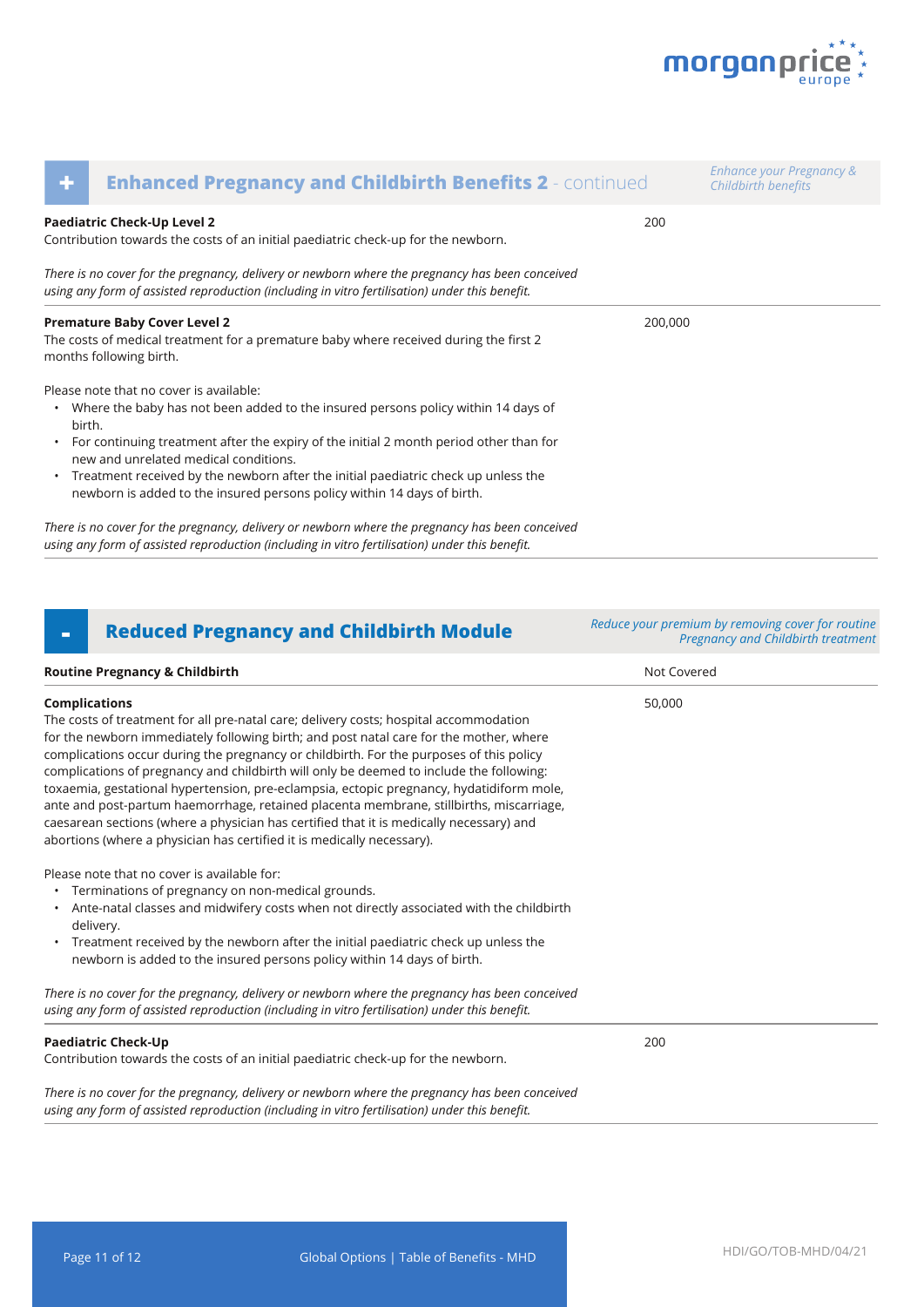## Enhanced Pregnancy and Childbirth Benefits 2 - continued

*Enhance your Pregnancy & Childbirth benefits*

**Paediatric Check-Up Level 2**
Contribution towards the costs of an initial paediatric check-up for the newborn. — 200

*There is no cover for the pregnancy, delivery or newborn where the pregnancy has been conceived using any form of assisted reproduction (including in vitro fertilisation) under this benefit.*

**Premature Baby Cover Level 2**
The costs of medical treatment for a premature baby where received during the first 2 months following birth. — 200,000

Please note that no cover is available:

- Where the baby has not been added to the insured persons policy within 14 days of birth.
- For continuing treatment after the expiry of the initial 2 month period other than for new and unrelated medical conditions.
- Treatment received by the newborn after the initial paediatric check up unless the newborn is added to the insured persons policy within 14 days of birth.

*There is no cover for the pregnancy, delivery or newborn where the pregnancy has been conceived using any form of assisted reproduction (including in vitro fertilisation) under this benefit.*

## Reduced Pregnancy and Childbirth Module

*Reduce your premium by removing cover for routine Pregnancy and Childbirth treatment*

**Routine Pregnancy & Childbirth** — Not Covered

**Complications**
The costs of treatment for all pre-natal care; delivery costs; hospital accommodation for the newborn immediately following birth; and post natal care for the mother, where complications occur during the pregnancy or childbirth. For the purposes of this policy complications of pregnancy and childbirth will only be deemed to include the following: toxaemia, gestational hypertension, pre-eclampsia, ectopic pregnancy, hydatidiform mole, ante and post-partum haemorrhage, retained placenta membrane, stillbirths, miscarriage, caesarean sections (where a physician has certified that it is medically necessary) and abortions (where a physician has certified it is medically necessary). — 50,000

Please note that no cover is available for:

- Terminations of pregnancy on non-medical grounds.
- Ante-natal classes and midwifery costs when not directly associated with the childbirth delivery.
- Treatment received by the newborn after the initial paediatric check up unless the newborn is added to the insured persons policy within 14 days of birth.

*There is no cover for the pregnancy, delivery or newborn where the pregnancy has been conceived using any form of assisted reproduction (including in vitro fertilisation) under this benefit.*

**Paediatric Check-Up**
Contribution towards the costs of an initial paediatric check-up for the newborn. — 200

*There is no cover for the pregnancy, delivery or newborn where the pregnancy has been conceived using any form of assisted reproduction (including in vitro fertilisation) under this benefit.*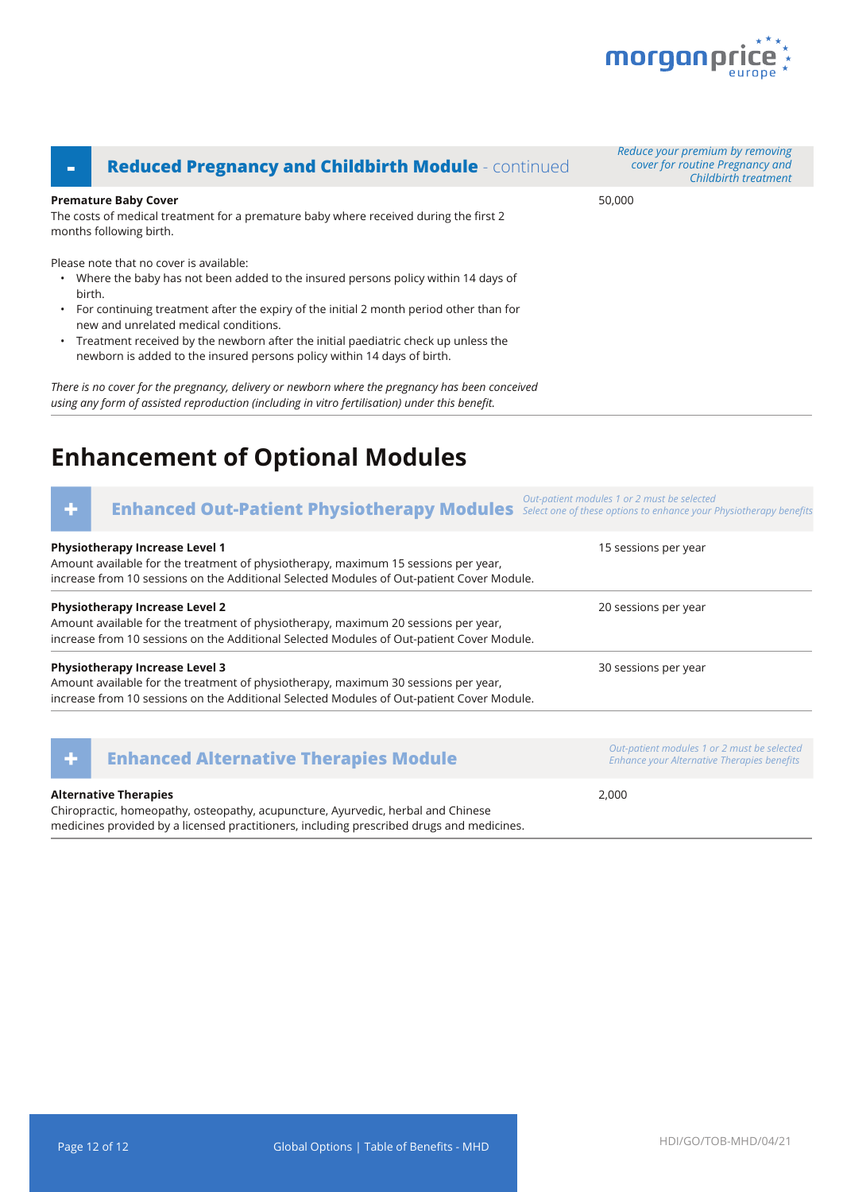## - Reduced Pregnancy and Childbirth Module - continued

*Reduce your premium by removing cover for routine Pregnancy and Childbirth treatment*

| | |
|---|---|
| **Premature Baby Cover**<br>The costs of medical treatment for a premature baby where received during the first 2 months following birth.<br><br>Please note that no cover is available:<br>• Where the baby has not been added to the insured persons policy within 14 days of birth.<br>• For continuing treatment after the expiry of the initial 2 month period other than for new and unrelated medical conditions.<br>• Treatment received by the newborn after the initial paediatric check up unless the newborn is added to the insured persons policy within 14 days of birth.<br><br>*There is no cover for the pregnancy, delivery or newborn where the pregnancy has been conceived using any form of assisted reproduction (including in vitro fertilisation) under this benefit.* | 50,000 |

# Enhancement of Optional Modules

## + Enhanced Out-Patient Physiotherapy Modules

*Out-patient modules 1 or 2 must be selected*
*Select one of these options to enhance your Physiotherapy benefits*

| | |
|---|---|
| **Physiotherapy Increase Level 1**<br>Amount available for the treatment of physiotherapy, maximum 15 sessions per year, increase from 10 sessions on the Additional Selected Modules of Out-patient Cover Module. | 15 sessions per year |
| **Physiotherapy Increase Level 2**<br>Amount available for the treatment of physiotherapy, maximum 20 sessions per year, increase from 10 sessions on the Additional Selected Modules of Out-patient Cover Module. | 20 sessions per year |
| **Physiotherapy Increase Level 3**<br>Amount available for the treatment of physiotherapy, maximum 30 sessions per year, increase from 10 sessions on the Additional Selected Modules of Out-patient Cover Module. | 30 sessions per year |

## + Enhanced Alternative Therapies Module

*Out-patient modules 1 or 2 must be selected*
*Enhance your Alternative Therapies benefits*

| | |
|---|---|
| **Alternative Therapies**<br>Chiropractic, homeopathy, osteopathy, acupuncture, Ayurvedic, herbal and Chinese medicines provided by a licensed practitioners, including prescribed drugs and medicines. | 2,000 |